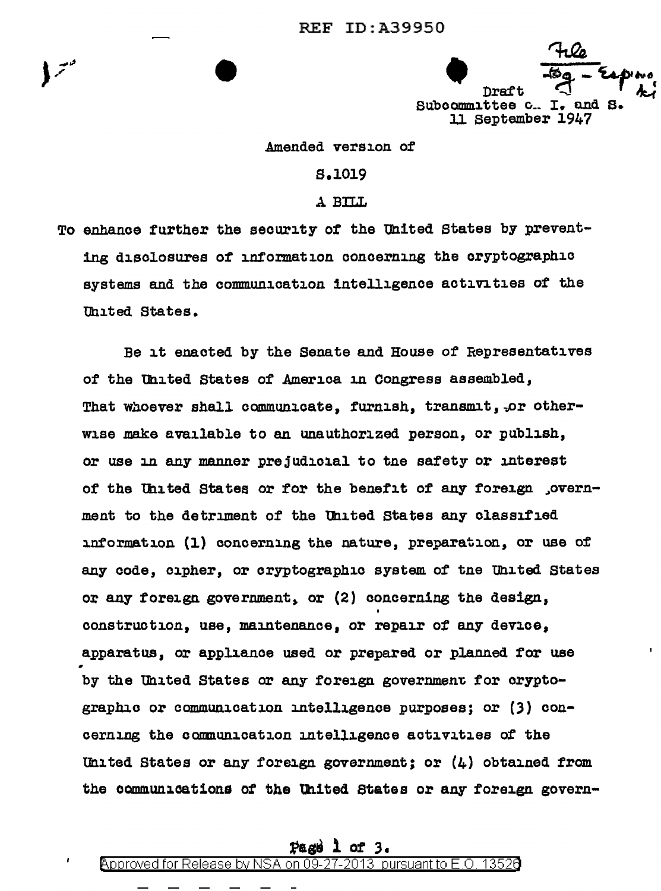REF ID:A39950

File
Bg - Espionage

Draft
Subcommittee on I. and S.
11 September 1947

Amended version of

S.1019

A BILL

To enhance further the security of the United States by preventing disclosures of information concerning the cryptographic systems and the communication intelligence activities of the United States.

Be it enacted by the Senate and House of Representatives of the United States of America in Congress assembled, That whoever shall communicate, furnish, transmit, or otherwise make available to an unauthorized person, or publish, or use in any manner prejudicial to the safety or interest of the United States or for the benefit of any foreign government to the detriment of the United States any classified information (1) concerning the nature, preparation, or use of any code, cipher, or cryptographic system of the United States or any foreign government, or (2) concerning the design, construction, use, maintenance, or repair of any device, apparatus, or appliance used or prepared or planned for use by the United States or any foreign government for cryptographic or communication intelligence purposes; or (3) concerning the communication intelligence activities of the United States or any foreign government; or (4) obtained from the communications of the United States or any foreign govern-

Approved for Release by NSA on 09-27-2013 pursuant to E.O. 13526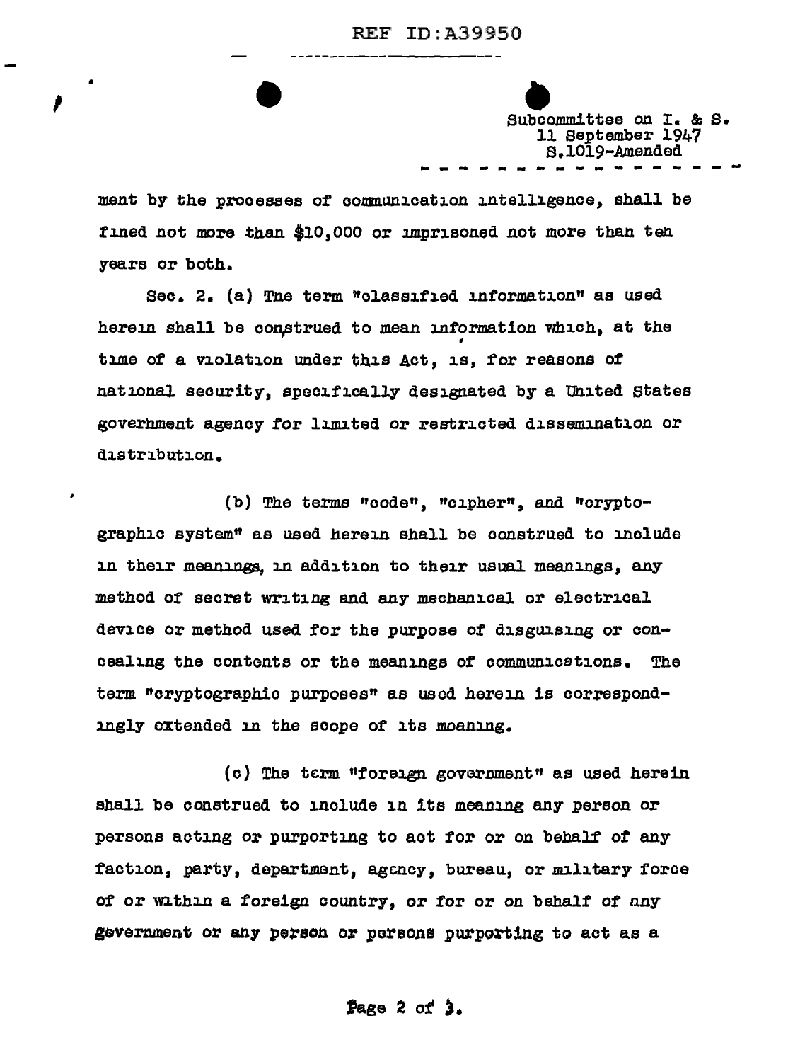Subcommittee on I. & S.
11 September 1947
S.1019-Amended

ment by the processes of communication intelligence, shall be fined not more than $10,000 or imprisoned not more than ten years or both.

Sec. 2. (a) The term "classified information" as used herein shall be construed to mean information which, at the time of a violation under this Act, is, for reasons of national security, specifically designated by a United States government agency for limited or restricted dissemination or distribution.

(b) The terms "code", "cipher", and "cryptographic system" as used herein shall be construed to include in their meanings, in addition to their usual meanings, any method of secret writing and any mechanical or electrical device or method used for the purpose of disguising or concealing the contents or the meanings of communications. The term "cryptographic purposes" as used herein is correspondingly extended in the scope of its meaning.

(c) The term "foreign government" as used herein shall be construed to include in its meaning any person or persons acting or purporting to act for or on behalf of any faction, party, department, agency, bureau, or military force of or within a foreign country, or for or on behalf of any government or any person or persons purporting to act as a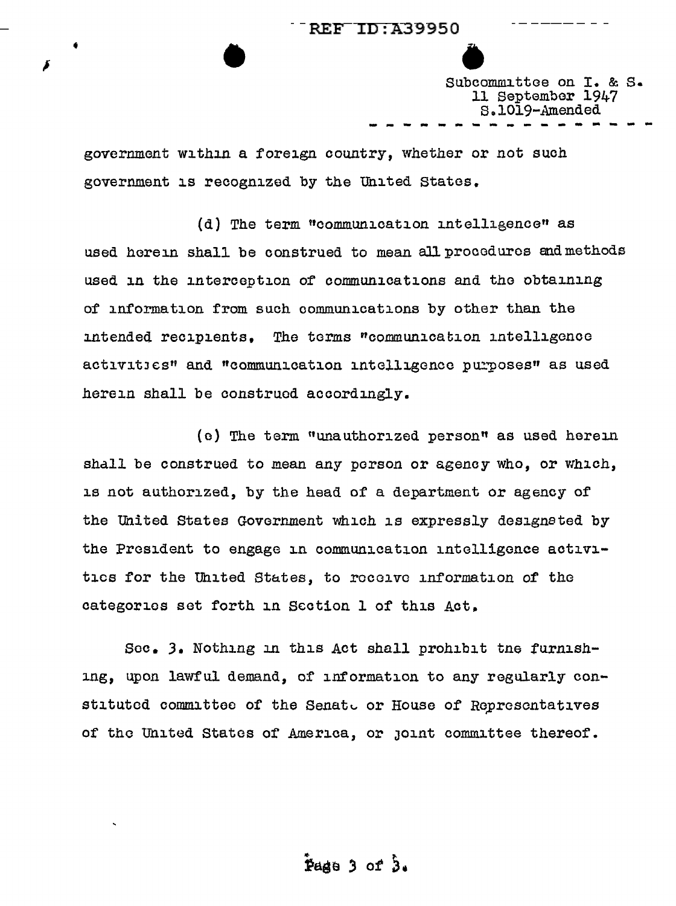government within a foreign country, whether or not such government is recognized by the United States.

(d) The term "communication intelligence" as used herein shall be construed to mean all procedures and methods used in the interception of communications and the obtaining of information from such communications by other than the intended recipients. The terms "communication intelligence activities" and "communication intelligence purposes" as used herein shall be construed accordingly.

(e) The term "unauthorized person" as used herein shall be construed to mean any person or agency who, or which, is not authorized, by the head of a department or agency of the United States Government which is expressly designated by the President to engage in communication intelligence activities for the United States, to receive information of the categories set forth in Section 1 of this Act.

Sec. 3. Nothing in this Act shall prohibit the furnishing, upon lawful demand, of information to any regularly constituted committee of the Senate or House of Representatives of the United States of America, or joint committee thereof.